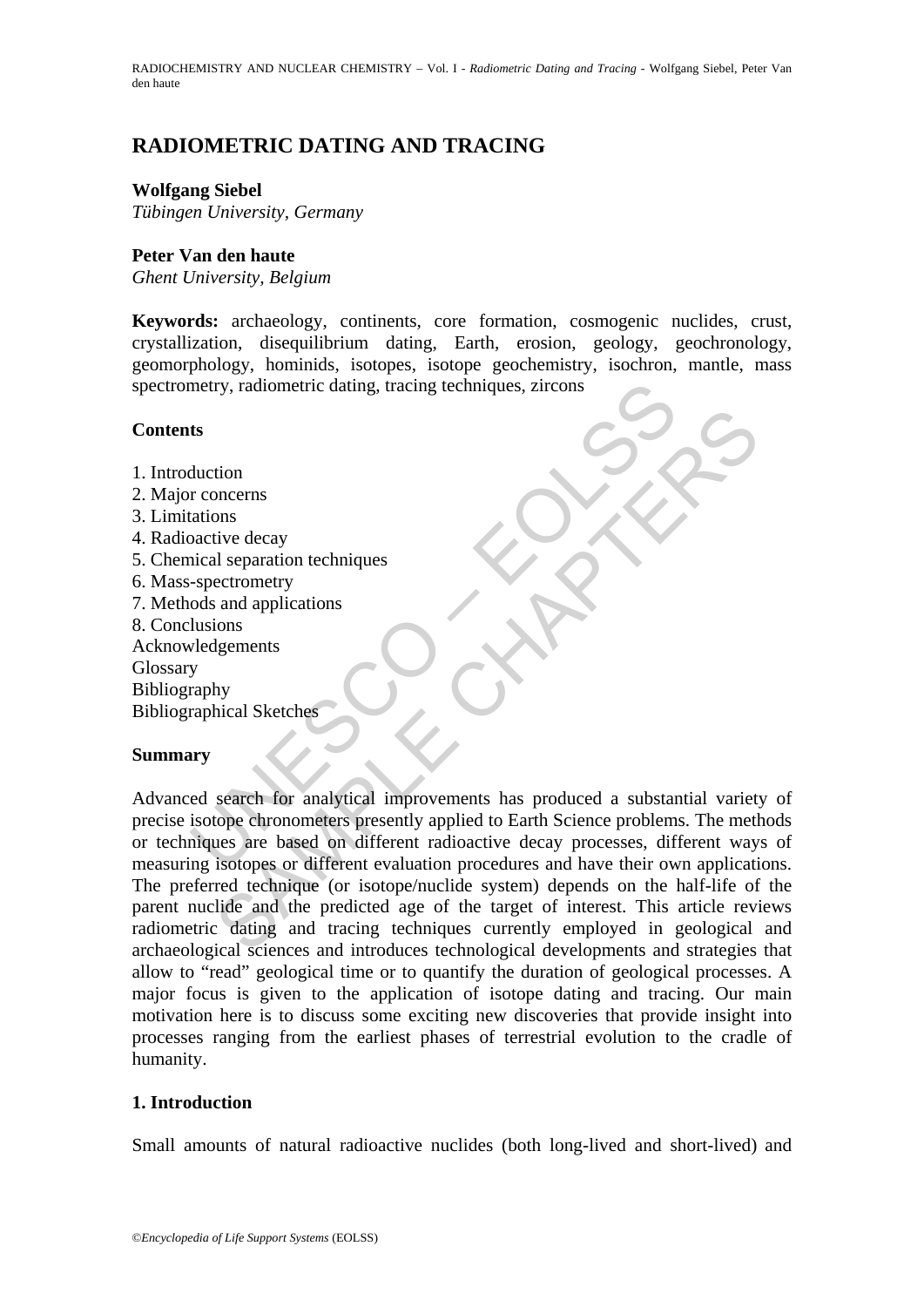# RADIOMETRIC DATING AND TRACING

**Wolfgang Siebel**
*Tübingen University, Germany*

**Peter Van den haute**
*Ghent University, Belgium*

**Keywords:** archaeology, continents, core formation, cosmogenic nuclides, crust, crystallization, disequilibrium dating, Earth, erosion, geology, geochronology, geomorphology, hominids, isotopes, isotope geochemistry, isochron, mantle, mass spectrometry, radiometric dating, tracing techniques, zircons

## Contents

1. Introduction
2. Major concerns
3. Limitations
4. Radioactive decay
5. Chemical separation techniques
6. Mass-spectrometry
7. Methods and applications
8. Conclusions

Acknowledgements
Glossary
Bibliography
Bibliographical Sketches

## Summary

Advanced search for analytical improvements has produced a substantial variety of precise isotope chronometers presently applied to Earth Science problems. The methods or techniques are based on different radioactive decay processes, different ways of measuring isotopes or different evaluation procedures and have their own applications. The preferred technique (or isotope/nuclide system) depends on the half-life of the parent nuclide and the predicted age of the target of interest. This article reviews radiometric dating and tracing techniques currently employed in geological and archaeological sciences and introduces technological developments and strategies that allow to "read" geological time or to quantify the duration of geological processes. A major focus is given to the application of isotope dating and tracing. Our main motivation here is to discuss some exciting new discoveries that provide insight into processes ranging from the earliest phases of terrestrial evolution to the cradle of humanity.

## 1. Introduction

Small amounts of natural radioactive nuclides (both long-lived and short-lived) and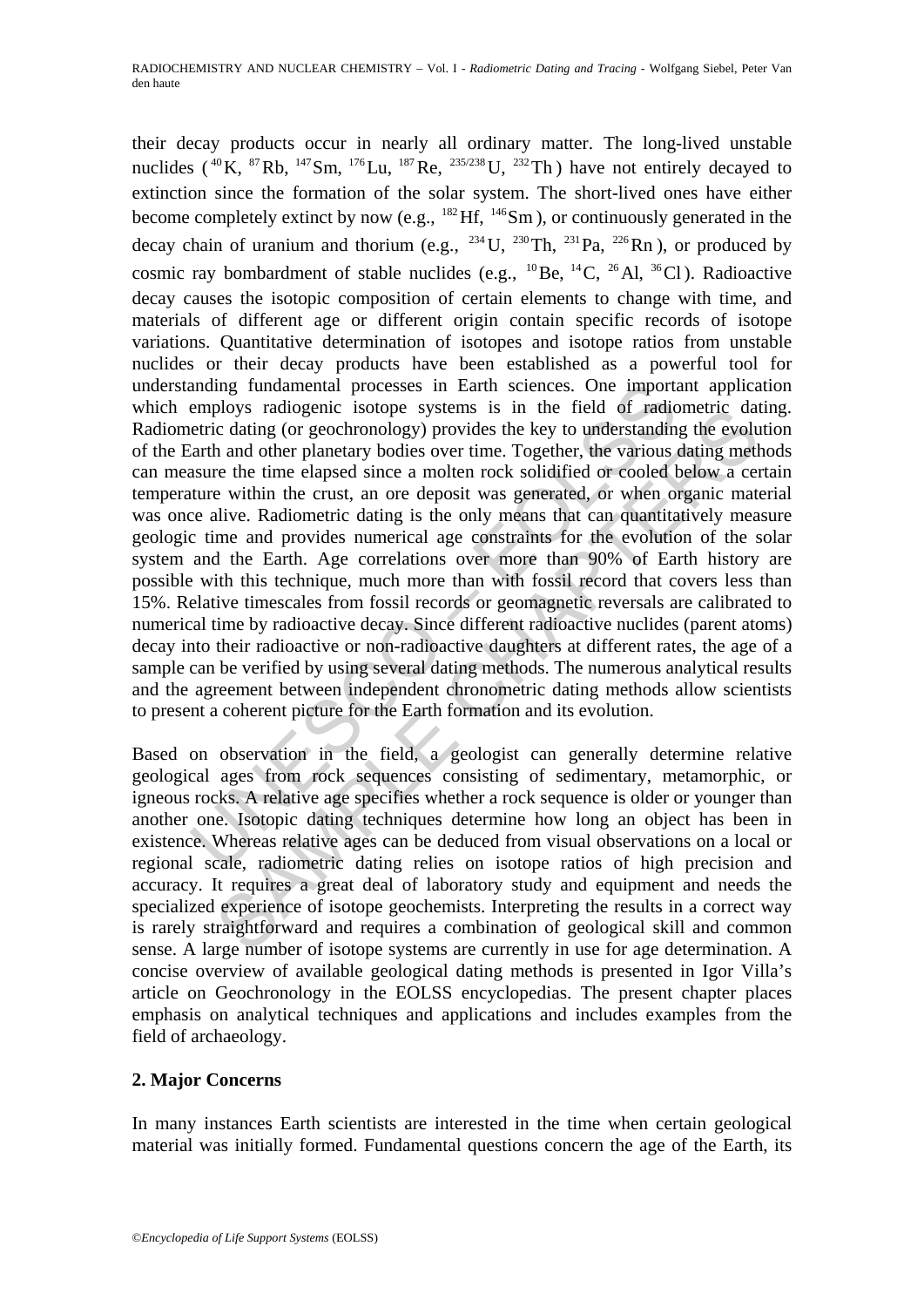their decay products occur in nearly all ordinary matter. The long-lived unstable nuclides ($^{40}$K, $^{87}$Rb, $^{147}$Sm, $^{176}$Lu, $^{187}$Re, $^{235/238}$U, $^{232}$Th) have not entirely decayed to extinction since the formation of the solar system. The short-lived ones have either become completely extinct by now (e.g., $^{182}$Hf, $^{146}$Sm), or continuously generated in the decay chain of uranium and thorium (e.g., $^{234}$U, $^{230}$Th, $^{231}$Pa, $^{226}$Rn), or produced by cosmic ray bombardment of stable nuclides (e.g., $^{10}$Be, $^{14}$C, $^{26}$Al, $^{36}$Cl). Radioactive decay causes the isotopic composition of certain elements to change with time, and materials of different age or different origin contain specific records of isotope variations. Quantitative determination of isotopes and isotope ratios from unstable nuclides or their decay products have been established as a powerful tool for understanding fundamental processes in Earth sciences. One important application which employs radiogenic isotope systems is in the field of radiometric dating. Radiometric dating (or geochronology) provides the key to understanding the evolution of the Earth and other planetary bodies over time. Together, the various dating methods can measure the time elapsed since a molten rock solidified or cooled below a certain temperature within the crust, an ore deposit was generated, or when organic material was once alive. Radiometric dating is the only means that can quantitatively measure geologic time and provides numerical age constraints for the evolution of the solar system and the Earth. Age correlations over more than 90% of Earth history are possible with this technique, much more than with fossil record that covers less than 15%. Relative timescales from fossil records or geomagnetic reversals are calibrated to numerical time by radioactive decay. Since different radioactive nuclides (parent atoms) decay into their radioactive or non-radioactive daughters at different rates, the age of a sample can be verified by using several dating methods. The numerous analytical results and the agreement between independent chronometric dating methods allow scientists to present a coherent picture for the Earth formation and its evolution.

Based on observation in the field, a geologist can generally determine relative geological ages from rock sequences consisting of sedimentary, metamorphic, or igneous rocks. A relative age specifies whether a rock sequence is older or younger than another one. Isotopic dating techniques determine how long an object has been in existence. Whereas relative ages can be deduced from visual observations on a local or regional scale, radiometric dating relies on isotope ratios of high precision and accuracy. It requires a great deal of laboratory study and equipment and needs the specialized experience of isotope geochemists. Interpreting the results in a correct way is rarely straightforward and requires a combination of geological skill and common sense. A large number of isotope systems are currently in use for age determination. A concise overview of available geological dating methods is presented in Igor Villa's article on Geochronology in the EOLSS encyclopedias. The present chapter places emphasis on analytical techniques and applications and includes examples from the field of archaeology.

## 2. Major Concerns

In many instances Earth scientists are interested in the time when certain geological material was initially formed. Fundamental questions concern the age of the Earth, its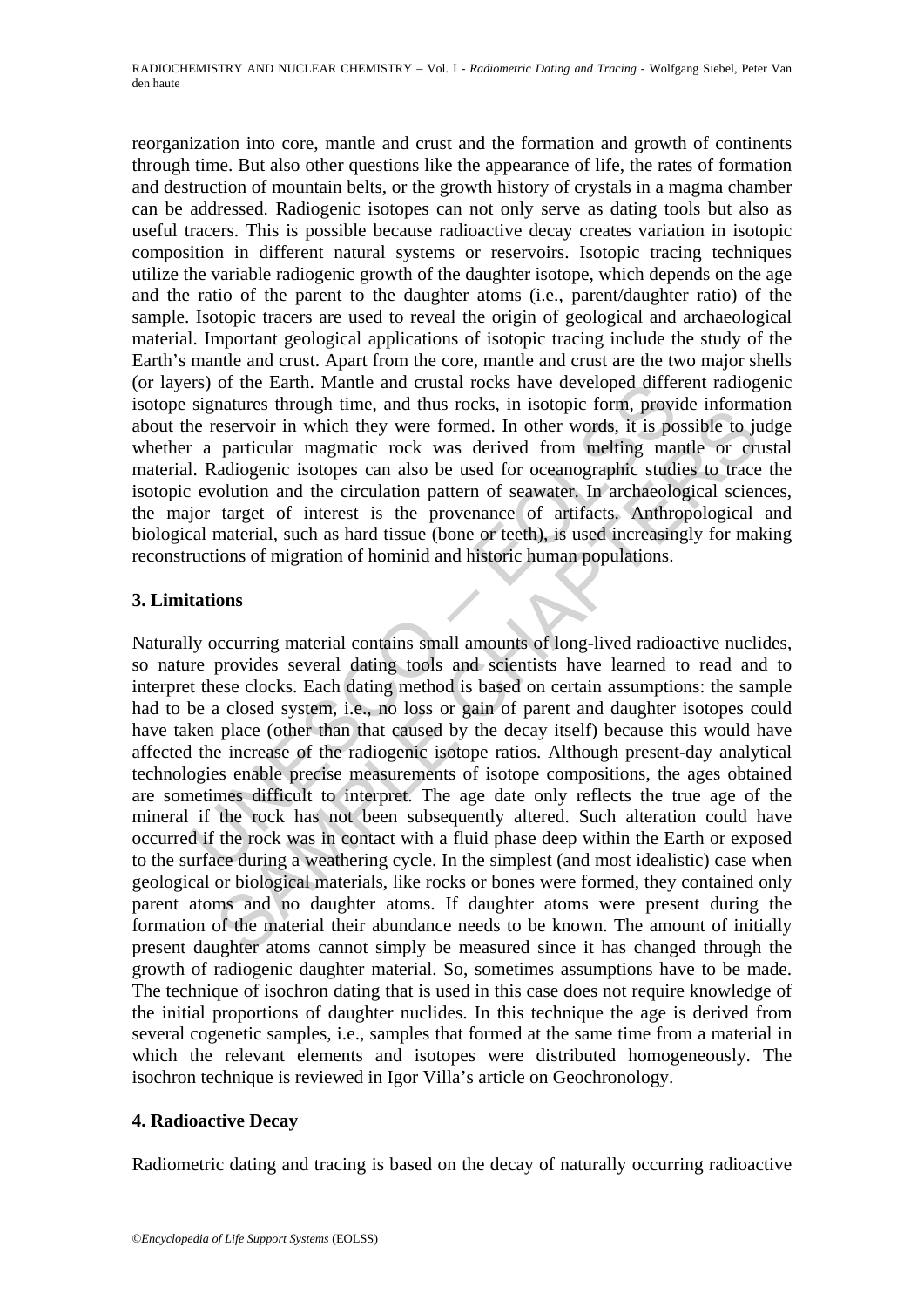reorganization into core, mantle and crust and the formation and growth of continents through time. But also other questions like the appearance of life, the rates of formation and destruction of mountain belts, or the growth history of crystals in a magma chamber can be addressed. Radiogenic isotopes can not only serve as dating tools but also as useful tracers. This is possible because radioactive decay creates variation in isotopic composition in different natural systems or reservoirs. Isotopic tracing techniques utilize the variable radiogenic growth of the daughter isotope, which depends on the age and the ratio of the parent to the daughter atoms (i.e., parent/daughter ratio) of the sample. Isotopic tracers are used to reveal the origin of geological and archaeological material. Important geological applications of isotopic tracing include the study of the Earth's mantle and crust. Apart from the core, mantle and crust are the two major shells (or layers) of the Earth. Mantle and crustal rocks have developed different radiogenic isotope signatures through time, and thus rocks, in isotopic form, provide information about the reservoir in which they were formed. In other words, it is possible to judge whether a particular magmatic rock was derived from melting mantle or crustal material. Radiogenic isotopes can also be used for oceanographic studies to trace the isotopic evolution and the circulation pattern of seawater. In archaeological sciences, the major target of interest is the provenance of artifacts. Anthropological and biological material, such as hard tissue (bone or teeth), is used increasingly for making reconstructions of migration of hominid and historic human populations.

## 3. Limitations

Naturally occurring material contains small amounts of long-lived radioactive nuclides, so nature provides several dating tools and scientists have learned to read and to interpret these clocks. Each dating method is based on certain assumptions: the sample had to be a closed system, i.e., no loss or gain of parent and daughter isotopes could have taken place (other than that caused by the decay itself) because this would have affected the increase of the radiogenic isotope ratios. Although present-day analytical technologies enable precise measurements of isotope compositions, the ages obtained are sometimes difficult to interpret. The age date only reflects the true age of the mineral if the rock has not been subsequently altered. Such alteration could have occurred if the rock was in contact with a fluid phase deep within the Earth or exposed to the surface during a weathering cycle. In the simplest (and most idealistic) case when geological or biological materials, like rocks or bones were formed, they contained only parent atoms and no daughter atoms. If daughter atoms were present during the formation of the material their abundance needs to be known. The amount of initially present daughter atoms cannot simply be measured since it has changed through the growth of radiogenic daughter material. So, sometimes assumptions have to be made. The technique of isochron dating that is used in this case does not require knowledge of the initial proportions of daughter nuclides. In this technique the age is derived from several cogenetic samples, i.e., samples that formed at the same time from a material in which the relevant elements and isotopes were distributed homogeneously. The isochron technique is reviewed in Igor Villa's article on Geochronology.

## 4. Radioactive Decay

Radiometric dating and tracing is based on the decay of naturally occurring radioactive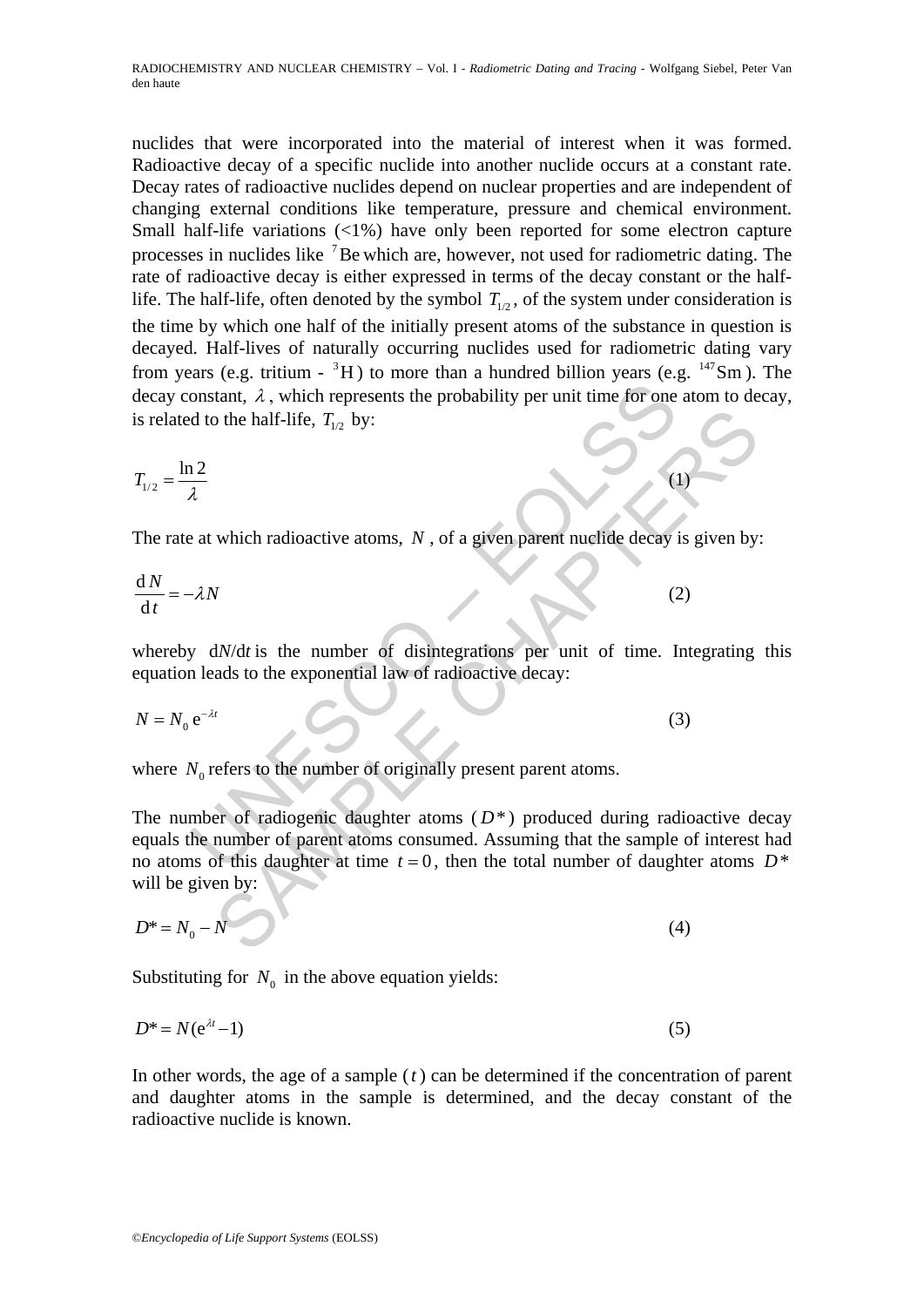nuclides that were incorporated into the material of interest when it was formed. Radioactive decay of a specific nuclide into another nuclide occurs at a constant rate. Decay rates of radioactive nuclides depend on nuclear properties and are independent of changing external conditions like temperature, pressure and chemical environment. Small half-life variations (<1%) have only been reported for some electron capture processes in nuclides like $^{7}Be$ which are, however, not used for radiometric dating. The rate of radioactive decay is either expressed in terms of the decay constant or the half-life. The half-life, often denoted by the symbol $T_{1/2}$, of the system under consideration is the time by which one half of the initially present atoms of the substance in question is decayed. Half-lives of naturally occurring nuclides used for radiometric dating vary from years (e.g. tritium - $^{3}H$) to more than a hundred billion years (e.g. $^{147}Sm$). The decay constant, $\lambda$, which represents the probability per unit time for one atom to decay, is related to the half-life, $T_{1/2}$ by:

$$T_{1/2} = \frac{\ln 2}{\lambda} \tag{1}$$

The rate at which radioactive atoms, $N$, of a given parent nuclide decay is given by:

$$\frac{\mathrm{d}N}{\mathrm{d}t} = -\lambda N \tag{2}$$

whereby $\mathrm{d}N/\mathrm{d}t$ is the number of disintegrations per unit of time. Integrating this equation leads to the exponential law of radioactive decay:

$$N = N_0 \, \mathrm{e}^{-\lambda t} \tag{3}$$

where $N_0$ refers to the number of originally present parent atoms.

The number of radiogenic daughter atoms ($D^*$) produced during radioactive decay equals the number of parent atoms consumed. Assuming that the sample of interest had no atoms of this daughter at time $t = 0$, then the total number of daughter atoms $D^*$ will be given by:

$$D^* = N_0 - N \tag{4}$$

Substituting for $N_0$ in the above equation yields:

$$D^* = N(\mathrm{e}^{\lambda t} - 1) \tag{5}$$

In other words, the age of a sample ($t$) can be determined if the concentration of parent and daughter atoms in the sample is determined, and the decay constant of the radioactive nuclide is known.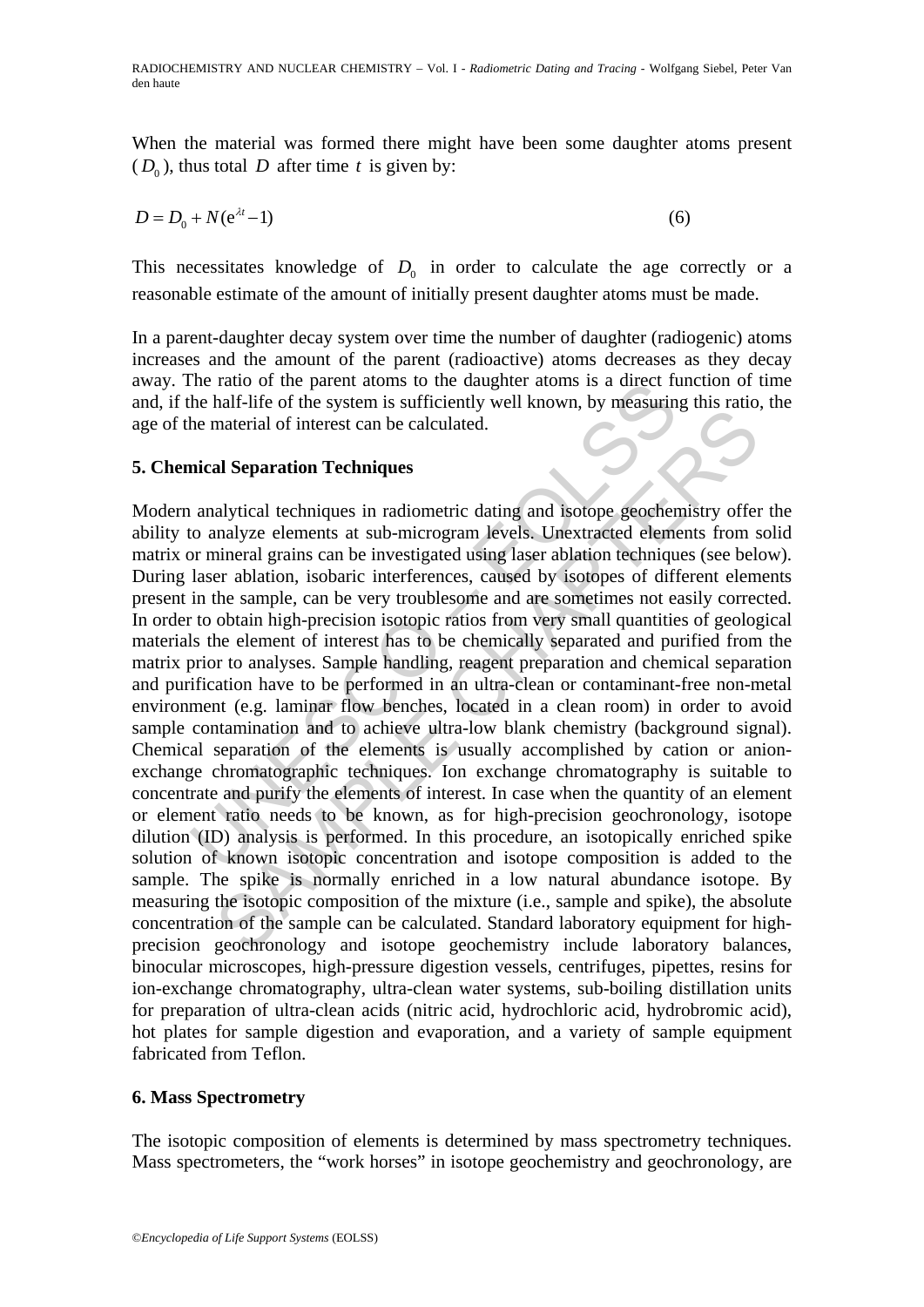When the material was formed there might have been some daughter atoms present ($D_0$), thus total $D$ after time $t$ is given by:

$$D = D_0 + N(e^{\lambda t} - 1) \quad (6)$$

This necessitates knowledge of $D_0$ in order to calculate the age correctly or a reasonable estimate of the amount of initially present daughter atoms must be made.

In a parent-daughter decay system over time the number of daughter (radiogenic) atoms increases and the amount of the parent (radioactive) atoms decreases as they decay away. The ratio of the parent atoms to the daughter atoms is a direct function of time and, if the half-life of the system is sufficiently well known, by measuring this ratio, the age of the material of interest can be calculated.

## 5. Chemical Separation Techniques

Modern analytical techniques in radiometric dating and isotope geochemistry offer the ability to analyze elements at sub-microgram levels. Unextracted elements from solid matrix or mineral grains can be investigated using laser ablation techniques (see below). During laser ablation, isobaric interferences, caused by isotopes of different elements present in the sample, can be very troublesome and are sometimes not easily corrected. In order to obtain high-precision isotopic ratios from very small quantities of geological materials the element of interest has to be chemically separated and purified from the matrix prior to analyses. Sample handling, reagent preparation and chemical separation and purification have to be performed in an ultra-clean or contaminant-free non-metal environment (e.g. laminar flow benches, located in a clean room) in order to avoid sample contamination and to achieve ultra-low blank chemistry (background signal). Chemical separation of the elements is usually accomplished by cation or anion-exchange chromatographic techniques. Ion exchange chromatography is suitable to concentrate and purify the elements of interest. In case when the quantity of an element or element ratio needs to be known, as for high-precision geochronology, isotope dilution (ID) analysis is performed. In this procedure, an isotopically enriched spike solution of known isotopic concentration and isotope composition is added to the sample. The spike is normally enriched in a low natural abundance isotope. By measuring the isotopic composition of the mixture (i.e., sample and spike), the absolute concentration of the sample can be calculated. Standard laboratory equipment for high-precision geochronology and isotope geochemistry include laboratory balances, binocular microscopes, high-pressure digestion vessels, centrifuges, pipettes, resins for ion-exchange chromatography, ultra-clean water systems, sub-boiling distillation units for preparation of ultra-clean acids (nitric acid, hydrochloric acid, hydrobromic acid), hot plates for sample digestion and evaporation, and a variety of sample equipment fabricated from Teflon.

## 6. Mass Spectrometry

The isotopic composition of elements is determined by mass spectrometry techniques. Mass spectrometers, the "work horses" in isotope geochemistry and geochronology, are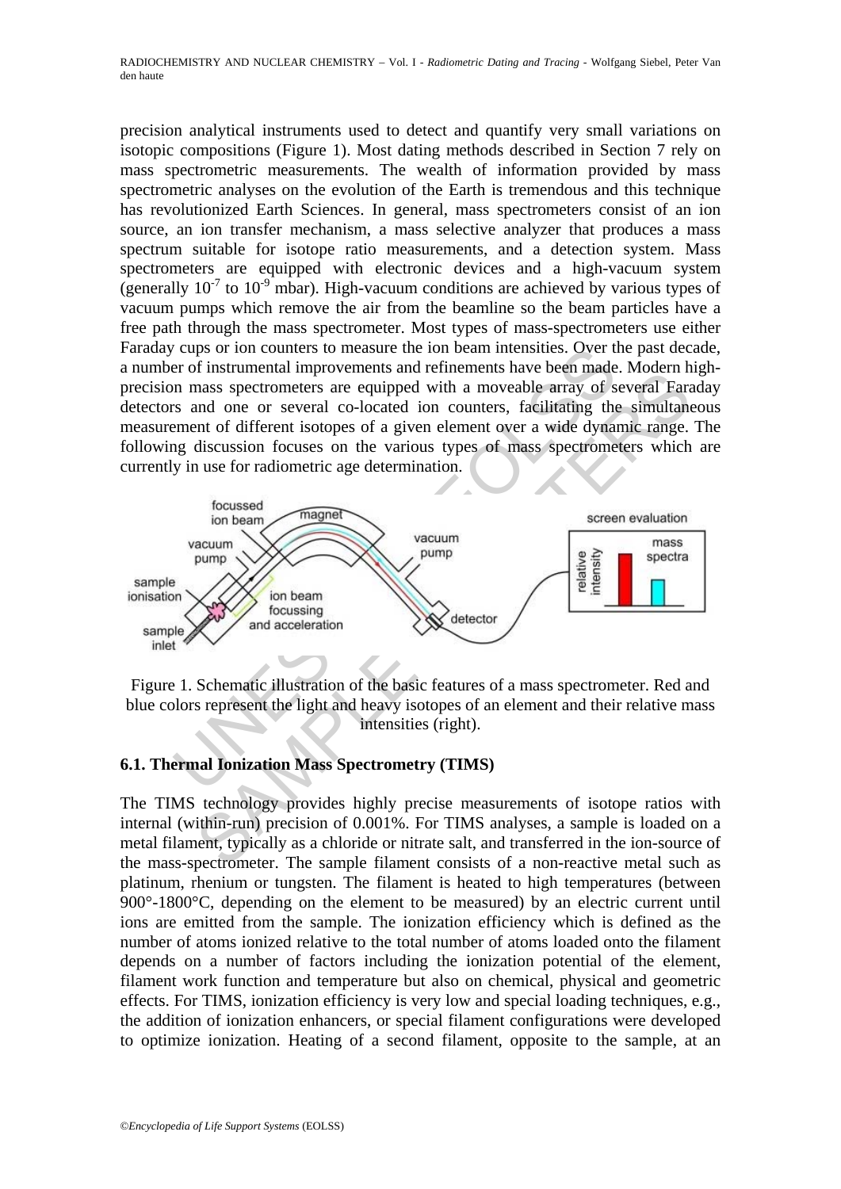precision analytical instruments used to detect and quantify very small variations on isotopic compositions (Figure 1). Most dating methods described in Section 7 rely on mass spectrometric measurements. The wealth of information provided by mass spectrometric analyses on the evolution of the Earth is tremendous and this technique has revolutionized Earth Sciences. In general, mass spectrometers consist of an ion source, an ion transfer mechanism, a mass selective analyzer that produces a mass spectrum suitable for isotope ratio measurements, and a detection system. Mass spectrometers are equipped with electronic devices and a high-vacuum system (generally $10^{-7}$ to $10^{-9}$ mbar). High-vacuum conditions are achieved by various types of vacuum pumps which remove the air from the beamline so the beam particles have a free path through the mass spectrometer. Most types of mass-spectrometers use either Faraday cups or ion counters to measure the ion beam intensities. Over the past decade, a number of instrumental improvements and refinements have been made. Modern high-precision mass spectrometers are equipped with a moveable array of several Faraday detectors and one or several co-located ion counters, facilitating the simultaneous measurement of different isotopes of a given element over a wide dynamic range. The following discussion focuses on the various types of mass spectrometers which are currently in use for radiometric age determination.

Figure 1. Schematic illustration of the basic features of a mass spectrometer. Red and blue colors represent the light and heavy isotopes of an element and their relative mass intensities (right).

### 6.1. Thermal Ionization Mass Spectrometry (TIMS)

The TIMS technology provides highly precise measurements of isotope ratios with internal (within-run) precision of 0.001%. For TIMS analyses, a sample is loaded on a metal filament, typically as a chloride or nitrate salt, and transferred in the ion-source of the mass-spectrometer. The sample filament consists of a non-reactive metal such as platinum, rhenium or tungsten. The filament is heated to high temperatures (between 900°-1800°C, depending on the element to be measured) by an electric current until ions are emitted from the sample. The ionization efficiency which is defined as the number of atoms ionized relative to the total number of atoms loaded onto the filament depends on a number of factors including the ionization potential of the element, filament work function and temperature but also on chemical, physical and geometric effects. For TIMS, ionization efficiency is very low and special loading techniques, e.g., the addition of ionization enhancers, or special filament configurations were developed to optimize ionization. Heating of a second filament, opposite to the sample, at an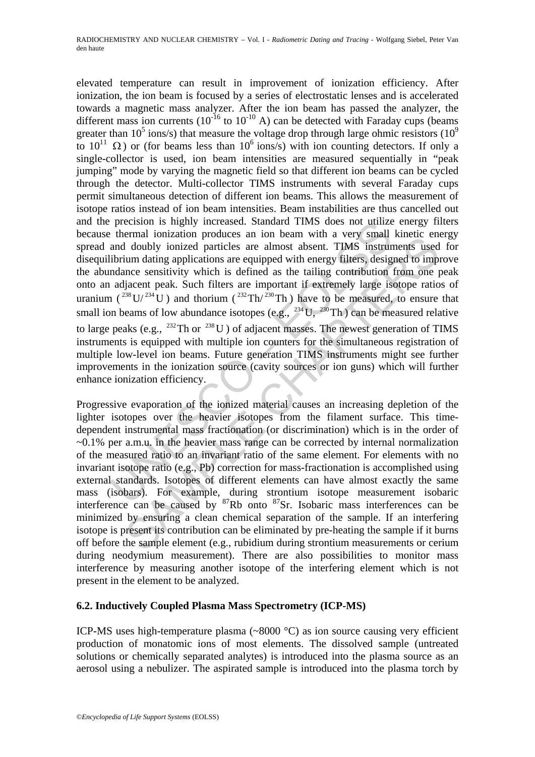elevated temperature can result in improvement of ionization efficiency. After ionization, the ion beam is focused by a series of electrostatic lenses and is accelerated towards a magnetic mass analyzer. After the ion beam has passed the analyzer, the different mass ion currents ($10^{-16}$ to $10^{-10}$ A) can be detected with Faraday cups (beams greater than $10^5$ ions/s) that measure the voltage drop through large ohmic resistors ($10^9$ to $10^{11}$ $\Omega$) or (for beams less than $10^6$ ions/s) with ion counting detectors. If only a single-collector is used, ion beam intensities are measured sequentially in "peak jumping" mode by varying the magnetic field so that different ion beams can be cycled through the detector. Multi-collector TIMS instruments with several Faraday cups permit simultaneous detection of different ion beams. This allows the measurement of isotope ratios instead of ion beam intensities. Beam instabilities are thus cancelled out and the precision is highly increased. Standard TIMS does not utilize energy filters because thermal ionization produces an ion beam with a very small kinetic energy spread and doubly ionized particles are almost absent. TIMS instruments used for disequilibrium dating applications are equipped with energy filters, designed to improve the abundance sensitivity which is defined as the tailing contribution from one peak onto an adjacent peak. Such filters are important if extremely large isotope ratios of uranium ($^{238}U/^{234}U$) and thorium ($^{232}Th/^{230}Th$) have to be measured, to ensure that small ion beams of low abundance isotopes (e.g., $^{234}U$, $^{230}Th$) can be measured relative to large peaks (e.g., $^{232}Th$ or $^{238}U$) of adjacent masses. The newest generation of TIMS instruments is equipped with multiple ion counters for the simultaneous registration of multiple low-level ion beams. Future generation TIMS instruments might see further improvements in the ionization source (cavity sources or ion guns) which will further enhance ionization efficiency.

Progressive evaporation of the ionized material causes an increasing depletion of the lighter isotopes over the heavier isotopes from the filament surface. This time-dependent instrumental mass fractionation (or discrimination) which is in the order of ~0.1% per a.m.u. in the heavier mass range can be corrected by internal normalization of the measured ratio to an invariant ratio of the same element. For elements with no invariant isotope ratio (e.g., Pb) correction for mass-fractionation is accomplished using external standards. Isotopes of different elements can have almost exactly the same mass (isobars). For example, during strontium isotope measurement isobaric interference can be caused by $^{87}Rb$ onto $^{87}Sr$. Isobaric mass interferences can be minimized by ensuring a clean chemical separation of the sample. If an interfering isotope is present its contribution can be eliminated by pre-heating the sample if it burns off before the sample element (e.g., rubidium during strontium measurements or cerium during neodymium measurement). There are also possibilities to monitor mass interference by measuring another isotope of the interfering element which is not present in the element to be analyzed.

### 6.2. Inductively Coupled Plasma Mass Spectrometry (ICP-MS)

ICP-MS uses high-temperature plasma (~8000 °C) as ion source causing very efficient production of monatomic ions of most elements. The dissolved sample (untreated solutions or chemically separated analytes) is introduced into the plasma source as an aerosol using a nebulizer. The aspirated sample is introduced into the plasma torch by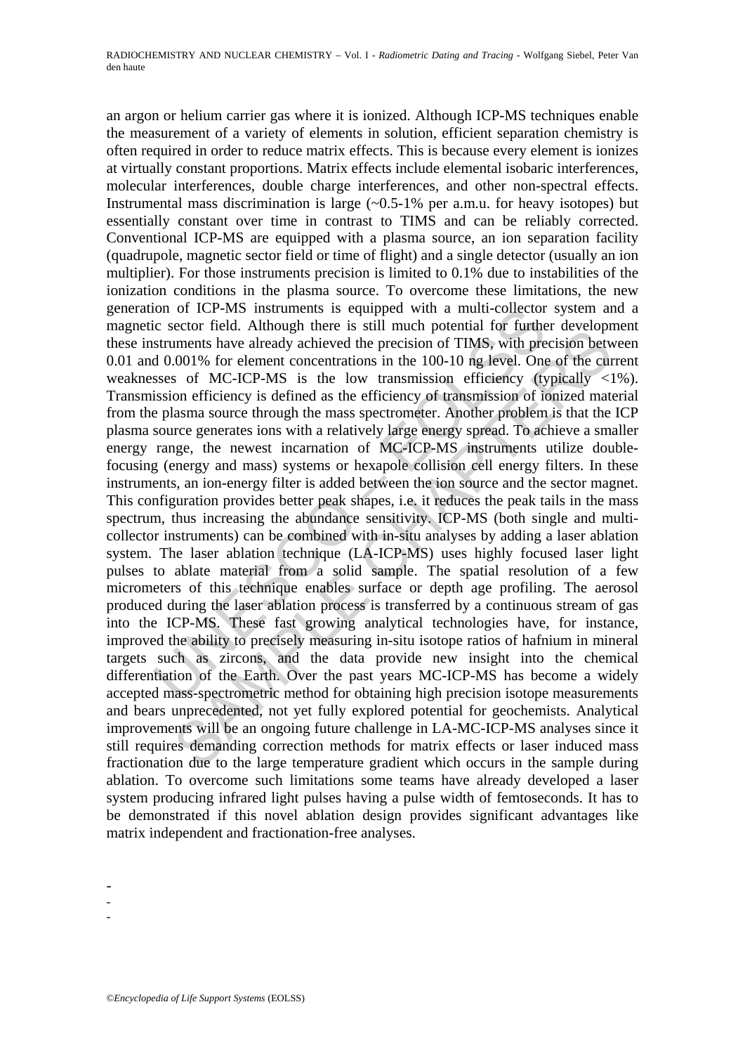an argon or helium carrier gas where it is ionized. Although ICP-MS techniques enable the measurement of a variety of elements in solution, efficient separation chemistry is often required in order to reduce matrix effects. This is because every element is ionizes at virtually constant proportions. Matrix effects include elemental isobaric interferences, molecular interferences, double charge interferences, and other non-spectral effects. Instrumental mass discrimination is large (~0.5-1% per a.m.u. for heavy isotopes) but essentially constant over time in contrast to TIMS and can be reliably corrected. Conventional ICP-MS are equipped with a plasma source, an ion separation facility (quadrupole, magnetic sector field or time of flight) and a single detector (usually an ion multiplier). For those instruments precision is limited to 0.1% due to instabilities of the ionization conditions in the plasma source. To overcome these limitations, the new generation of ICP-MS instruments is equipped with a multi-collector system and a magnetic sector field. Although there is still much potential for further development these instruments have already achieved the precision of TIMS, with precision between 0.01 and 0.001% for element concentrations in the 100-10 ng level. One of the current weaknesses of MC-ICP-MS is the low transmission efficiency (typically <1%). Transmission efficiency is defined as the efficiency of transmission of ionized material from the plasma source through the mass spectrometer. Another problem is that the ICP plasma source generates ions with a relatively large energy spread. To achieve a smaller energy range, the newest incarnation of MC-ICP-MS instruments utilize double-focusing (energy and mass) systems or hexapole collision cell energy filters. In these instruments, an ion-energy filter is added between the ion source and the sector magnet. This configuration provides better peak shapes, i.e. it reduces the peak tails in the mass spectrum, thus increasing the abundance sensitivity. ICP-MS (both single and multi-collector instruments) can be combined with in-situ analyses by adding a laser ablation system. The laser ablation technique (LA-ICP-MS) uses highly focused laser light pulses to ablate material from a solid sample. The spatial resolution of a few micrometers of this technique enables surface or depth age profiling. The aerosol produced during the laser ablation process is transferred by a continuous stream of gas into the ICP-MS. These fast growing analytical technologies have, for instance, improved the ability to precisely measuring in-situ isotope ratios of hafnium in mineral targets such as zircons, and the data provide new insight into the chemical differentiation of the Earth. Over the past years MC-ICP-MS has become a widely accepted mass-spectrometric method for obtaining high precision isotope measurements and bears unprecedented, not yet fully explored potential for geochemists. Analytical improvements will be an ongoing future challenge in LA-MC-ICP-MS analyses since it still requires demanding correction methods for matrix effects or laser induced mass fractionation due to the large temperature gradient which occurs in the sample during ablation. To overcome such limitations some teams have already developed a laser system producing infrared light pulses having a pulse width of femtoseconds. It has to be demonstrated if this novel ablation design provides significant advantages like matrix independent and fractionation-free analyses.

-
-
-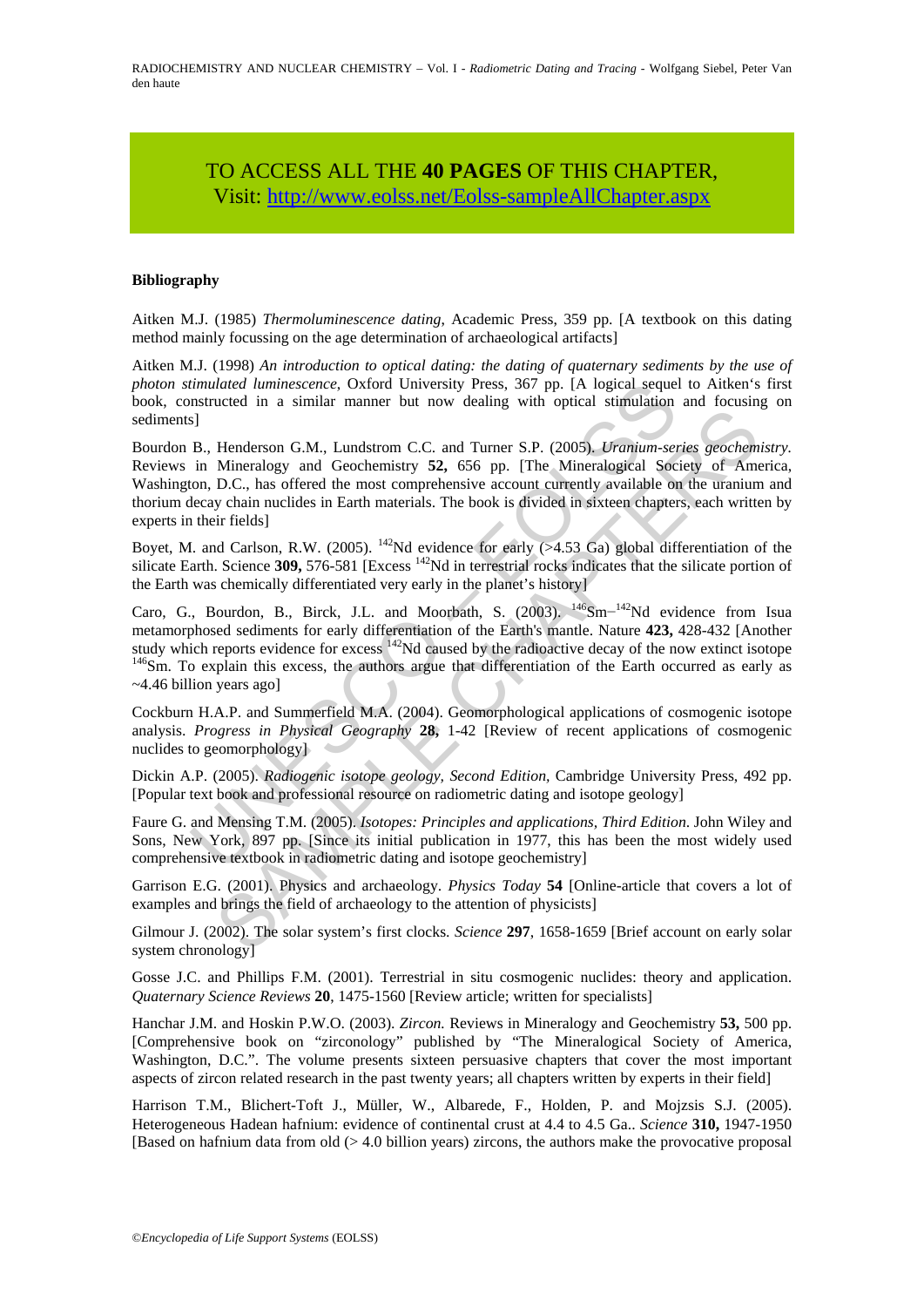TO ACCESS ALL THE **40 PAGES** OF THIS CHAPTER,
Visit: http://www.eolss.net/Eolss-sampleAllChapter.aspx

#### Bibliography

Aitken M.J. (1985) *Thermoluminescence dating*, Academic Press, 359 pp. [A textbook on this dating method mainly focussing on the age determination of archaeological artifacts]

Aitken M.J. (1998) *An introduction to optical dating: the dating of quaternary sediments by the use of photon stimulated luminescence*, Oxford University Press, 367 pp. [A logical sequel to Aitken's first book, constructed in a similar manner but now dealing with optical stimulation and focusing on sediments]

Bourdon B., Henderson G.M., Lundstrom C.C. and Turner S.P. (2005). *Uranium-series geochemistry*. Reviews in Mineralogy and Geochemistry **52,** 656 pp. [The Mineralogical Society of America, Washington, D.C., has offered the most comprehensive account currently available on the uranium and thorium decay chain nuclides in Earth materials. The book is divided in sixteen chapters, each written by experts in their fields]

Boyet, M. and Carlson, R.W. (2005). $^{142}$Nd evidence for early (>4.53 Ga) global differentiation of the silicate Earth. Science **309,** 576-581 [Excess $^{142}$Nd in terrestrial rocks indicates that the silicate portion of the Earth was chemically differentiated very early in the planet's history]

Caro, G., Bourdon, B., Birck, J.L. and Moorbath, S. (2003). $^{146}$Sm–$^{142}$Nd evidence from Isua metamorphosed sediments for early differentiation of the Earth's mantle. Nature **423,** 428-432 [Another study which reports evidence for excess $^{142}$Nd caused by the radioactive decay of the now extinct isotope $^{146}$Sm. To explain this excess, the authors argue that differentiation of the Earth occurred as early as ~4.46 billion years ago]

Cockburn H.A.P. and Summerfield M.A. (2004). Geomorphological applications of cosmogenic isotope analysis. *Progress in Physical Geography* **28,** 1-42 [Review of recent applications of cosmogenic nuclides to geomorphology]

Dickin A.P. (2005). *Radiogenic isotope geology, Second Edition*, Cambridge University Press, 492 pp. [Popular text book and professional resource on radiometric dating and isotope geology]

Faure G. and Mensing T.M. (2005). *Isotopes: Principles and applications, Third Edition*. John Wiley and Sons, New York, 897 pp. [Since its initial publication in 1977, this has been the most widely used comprehensive textbook in radiometric dating and isotope geochemistry]

Garrison E.G. (2001). Physics and archaeology. *Physics Today* **54** [Online-article that covers a lot of examples and brings the field of archaeology to the attention of physicists]

Gilmour J. (2002). The solar system's first clocks. *Science* **297**, 1658-1659 [Brief account on early solar system chronology]

Gosse J.C. and Phillips F.M. (2001). Terrestrial in situ cosmogenic nuclides: theory and application. *Quaternary Science Reviews* **20**, 1475-1560 [Review article; written for specialists]

Hanchar J.M. and Hoskin P.W.O. (2003). *Zircon.* Reviews in Mineralogy and Geochemistry **53,** 500 pp. [Comprehensive book on "zirconology" published by "The Mineralogical Society of America, Washington, D.C.". The volume presents sixteen persuasive chapters that cover the most important aspects of zircon related research in the past twenty years; all chapters written by experts in their field]

Harrison T.M., Blichert-Toft J., Müller, W., Albarede, F., Holden, P. and Mojzsis S.J. (2005). Heterogeneous Hadean hafnium: evidence of continental crust at 4.4 to 4.5 Ga.. *Science* **310,** 1947-1950 [Based on hafnium data from old (> 4.0 billion years) zircons, the authors make the provocative proposal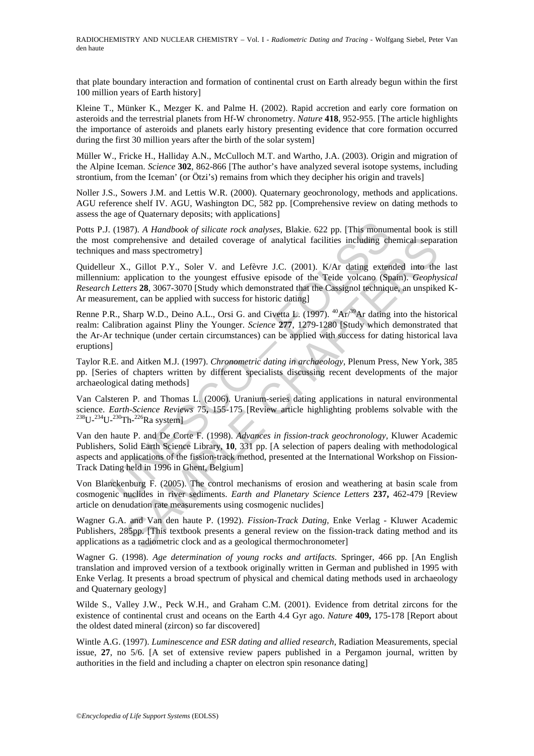that plate boundary interaction and formation of continental crust on Earth already begun within the first 100 million years of Earth history]

Kleine T., Münker K., Mezger K. and Palme H. (2002). Rapid accretion and early core formation on asteroids and the terrestrial planets from Hf-W chronometry. *Nature* **418**, 952-955. [The article highlights the importance of asteroids and planets early history presenting evidence that core formation occurred during the first 30 million years after the birth of the solar system]

Müller W., Fricke H., Halliday A.N., McCulloch M.T. and Wartho, J.A. (2003). Origin and migration of the Alpine Iceman. *Science* **302**, 862-866 [The author's have analyzed several isotope systems, including strontium, from the Iceman' (or Ötzi's) remains from which they decipher his origin and travels]

Noller J.S., Sowers J.M. and Lettis W.R. (2000). Quaternary geochronology, methods and applications. AGU reference shelf IV. AGU, Washington DC, 582 pp. [Comprehensive review on dating methods to assess the age of Quaternary deposits; with applications]

Potts P.J. (1987). *A Handbook of silicate rock analyses*, Blakie. 622 pp. [This monumental book is still the most comprehensive and detailed coverage of analytical facilities including chemical separation techniques and mass spectrometry]

Quidelleur X., Gillot P.Y., Soler V. and Lefèvre J.C. (2001). K/Ar dating extended into the last millennium: application to the youngest effusive episode of the Teide volcano (Spain). *Geophysical Research Letters* **28**, 3067-3070 [Study which demonstrated that the Cassignol technique, an unspiked K-Ar measurement, can be applied with success for historic dating]

Renne P.R., Sharp W.D., Deino A.L., Orsi G. and Civetta L. (1997). $^{40}Ar/^{39}Ar$ dating into the historical realm: Calibration against Pliny the Younger. *Science* **277**, 1279-1280 [Study which demonstrated that the Ar-Ar technique (under certain circumstances) can be applied with success for dating historical lava eruptions]

Taylor R.E. and Aitken M.J. (1997). *Chronometric dating in archaeology*, Plenum Press, New York, 385 pp. [Series of chapters written by different specialists discussing recent developments of the major archaeological dating methods]

Van Calsteren P. and Thomas L. (2006). Uranium-series dating applications in natural environmental science. *Earth-Science Reviews* 75**,** 155-175 [Review article highlighting problems solvable with the $^{238}U$-$^{234}U$-$^{230}Th$-$^{226}Ra$ system]

Van den haute P. and De Corte F. (1998). *Advances in fission-track geochronology*, Kluwer Academic Publishers, Solid Earth Science Library, **10**, 331 pp. [A selection of papers dealing with methodological aspects and applications of the fission-track method, presented at the International Workshop on Fission-Track Dating held in 1996 in Ghent, Belgium]

Von Blanckenburg F. (2005). The control mechanisms of erosion and weathering at basin scale from cosmogenic nuclides in river sediments. *Earth and Planetary Science Letters* **237,** 462-479 [Review article on denudation rate measurements using cosmogenic nuclides]

Wagner G.A. and Van den haute P. (1992). *Fission-Track Dating*, Enke Verlag - Kluwer Academic Publishers, 285pp. [This textbook presents a general review on the fission-track dating method and its applications as a radiometric clock and as a geological thermochronometer]

Wagner G. (1998). *Age determination of young rocks and artifacts*. Springer, 466 pp. [An English translation and improved version of a textbook originally written in German and published in 1995 with Enke Verlag. It presents a broad spectrum of physical and chemical dating methods used in archaeology and Quaternary geology]

Wilde S., Valley J.W., Peck W.H., and Graham C.M. (2001). Evidence from detrital zircons for the existence of continental crust and oceans on the Earth 4.4 Gyr ago. *Nature* **409,** 175-178 [Report about the oldest dated mineral (zircon) so far discovered]

Wintle A.G. (1997). *Luminescence and ESR dating and allied research*, Radiation Measurements, special issue, **27**, no 5/6. [A set of extensive review papers published in a Pergamon journal, written by authorities in the field and including a chapter on electron spin resonance dating]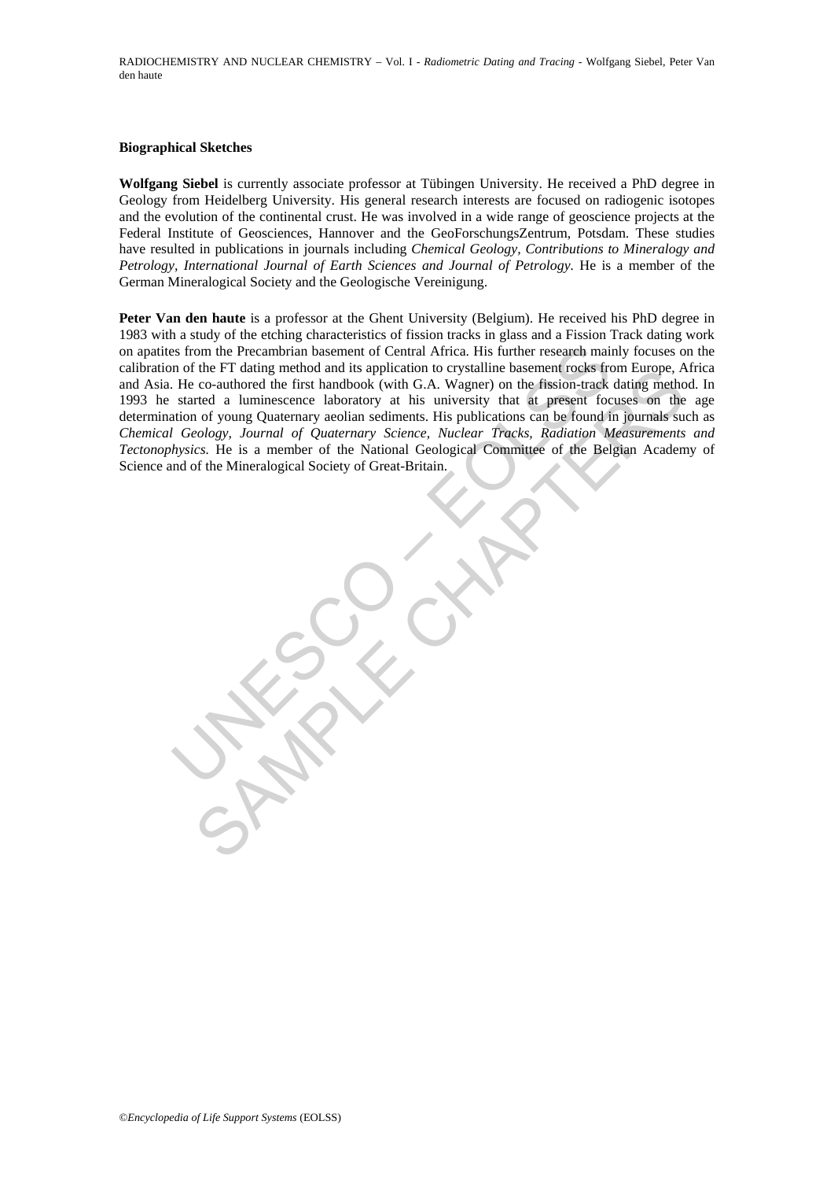**Biographical Sketches**

**Wolfgang Siebel** is currently associate professor at Tübingen University. He received a PhD degree in Geology from Heidelberg University. His general research interests are focused on radiogenic isotopes and the evolution of the continental crust. He was involved in a wide range of geoscience projects at the Federal Institute of Geosciences, Hannover and the GeoForschungsZentrum, Potsdam. These studies have resulted in publications in journals including *Chemical Geology, Contributions to Mineralogy and Petrology, International Journal of Earth Sciences and Journal of Petrology.* He is a member of the German Mineralogical Society and the Geologische Vereinigung.

**Peter Van den haute** is a professor at the Ghent University (Belgium). He received his PhD degree in 1983 with a study of the etching characteristics of fission tracks in glass and a Fission Track dating work on apatites from the Precambrian basement of Central Africa. His further research mainly focuses on the calibration of the FT dating method and its application to crystalline basement rocks from Europe, Africa and Asia. He co-authored the first handbook (with G.A. Wagner) on the fission-track dating method. In 1993 he started a luminescence laboratory at his university that at present focuses on the age determination of young Quaternary aeolian sediments. His publications can be found in journals such as *Chemical Geology, Journal of Quaternary Science, Nuclear Tracks, Radiation Measurements and Tectonophysics.* He is a member of the National Geological Committee of the Belgian Academy of Science and of the Mineralogical Society of Great-Britain.